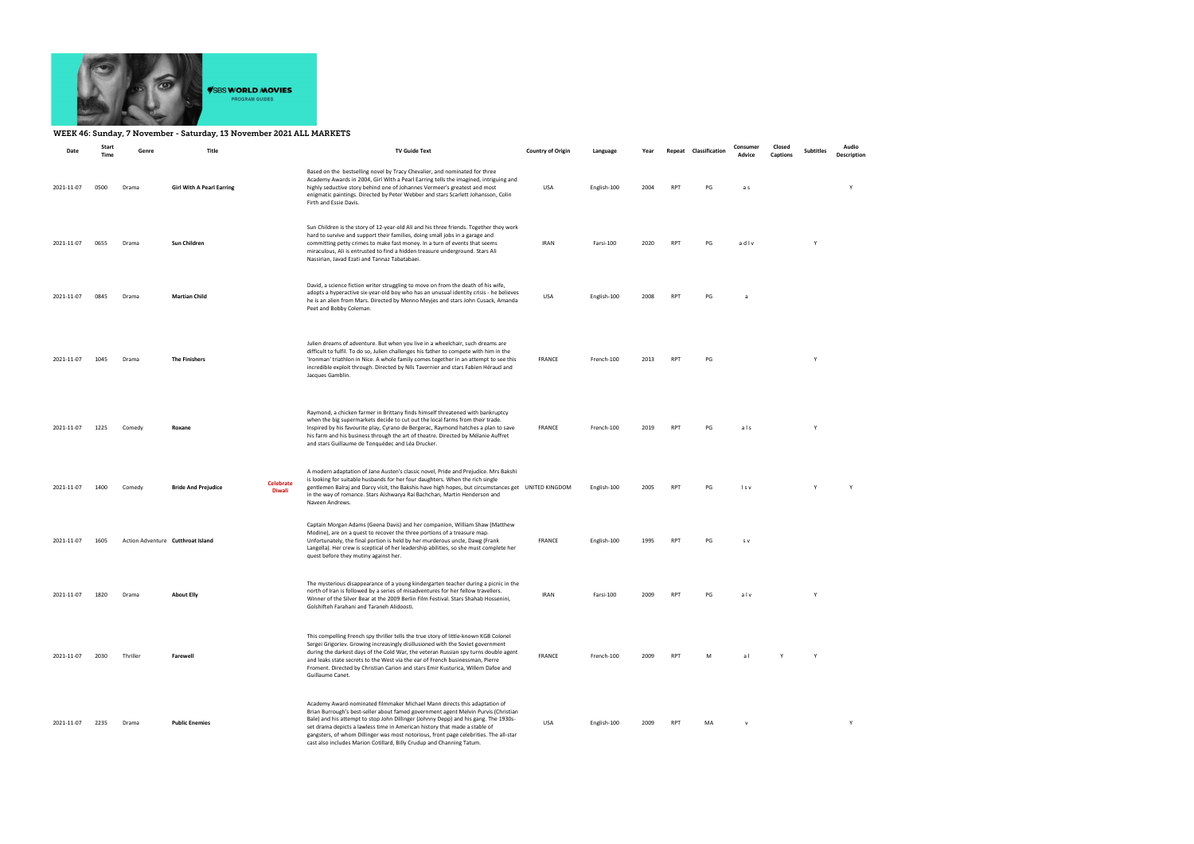# WEEK 46: Sunday, 7 November - Saturday, 13 November 2021 ALL MARKETS

| Date | Start Time | Genre | Title | | TV Guide Text | Country of Origin | Language | Year | Repeat | Classification | Consumer Advice | Closed Captions | Subtitles | Audio Description |
|---|---|---|---|---|---|---|---|---|---|---|---|---|---|---|
| 2021-11-07 | 0500 | Drama | **Girl With A Pearl Earring** | | Based on the bestselling novel by Tracy Chevalier, and nominated for three Academy Awards in 2004, Girl With a Pearl Earring tells the imagined, intriguing and highly seductive story behind one of Johannes Vermeer's greatest and most enigmatic paintings. Directed by Peter Webber and stars Scarlett Johansson, Colin Firth and Essie Davis. | USA | English-100 | 2004 | RPT | PG | a s | | | Y |
| 2021-11-07 | 0655 | Drama | **Sun Children** | | Sun Children is the story of 12-year-old Ali and his three friends. Together they work hard to survive and support their families, doing small jobs in a garage and committing petty crimes to make fast money. In a turn of events that seems miraculous, Ali is entrusted to find a hidden treasure underground. Stars Ali Nassirian, Javad Ezati and Tannaz Tabatabaei. | IRAN | Farsi-100 | 2020 | RPT | PG | a d l v | | Y | |
| 2021-11-07 | 0845 | Drama | **Martian Child** | | David, a science fiction writer struggling to move on from the death of his wife, adopts a hyperactive six-year-old boy who has an unusual identity crisis - he believes he is an alien from Mars. Directed by Menno Meyjes and stars John Cusack, Amanda Peet and Bobby Coleman. | USA | English-100 | 2008 | RPT | PG | a | | | |
| 2021-11-07 | 1045 | Drama | **The Finishers** | | Julien dreams of adventure. But when you live in a wheelchair, such dreams are difficult to fulfil. To do so, Julien challenges his father to compete with him in the 'Ironman' triathlon in Nice. A whole family comes together in an attempt to see this incredible exploit through. Directed by Nils Tavernier and stars Fabien Héraud and Jacques Gamblin. | FRANCE | French-100 | 2013 | RPT | PG | | | Y | |
| 2021-11-07 | 1225 | Comedy | **Roxane** | | Raymond, a chicken farmer in Brittany finds himself threatened with bankruptcy when the big supermarkets decide to cut out the local farms from their trade. Inspired by his favourite play, Cyrano de Bergerac, Raymond hatches a plan to save his farm and his business through the art of theatre. Directed by Mélanie Auffret and stars Guillaume de Tonquédec and Léa Drucker. | FRANCE | French-100 | 2019 | RPT | PG | a l s | | Y | |
| 2021-11-07 | 1400 | Comedy | **Bride And Prejudice** | Celebrate Diwali | A modern adaptation of Jane Austen's classic novel, Pride and Prejudice. Mrs Bakshi is looking for suitable husbands for her four daughters. When the rich single gentlemen Balraj and Darcy visit, the Bakshis have high hopes, but circumstances get in the way of romance. Stars Aishwarya Rai Bachchan, Martin Henderson and Naveen Andrews. | UNITED KINGDOM | English-100 | 2005 | RPT | PG | l s v | | Y | Y |
| 2021-11-07 | 1605 | Action Adventure | **Cutthroat Island** | | Captain Morgan Adams (Geena Davis) and her companion, William Shaw (Matthew Modine), are on a quest to recover the three portions of a treasure map. Unfortunately, the final portion is held by her murderous uncle, Dawg (Frank Langella). Her crew is sceptical of her leadership abilities, so she must complete her quest before they mutiny against her. | FRANCE | English-100 | 1995 | RPT | PG | s v | | | |
| 2021-11-07 | 1820 | Drama | **About Elly** | | The mysterious disappearance of a young kindergarten teacher during a picnic in the north of Iran is followed by a series of misadventures for her fellow travellers. Winner of the Silver Bear at the 2009 Berlin Film Festival. Stars Shahab Hosseini, Golshifteh Farahani and Taraneh Alidoosti. | IRAN | Farsi-100 | 2009 | RPT | PG | a l v | | Y | |
| 2021-11-07 | 2030 | Thriller | **Farewell** | | This compelling French spy thriller tells the true story of little-known KGB Colonel Sergei Grigoriev. Growing increasingly disillusioned with the Soviet government during the darkest days of the Cold War, the veteran Russian spy turns double agent and leaks state secrets to the West via the ear of French businessman, Pierre Froment. Directed by Christian Carion and stars Emir Kusturica, Willem Dafoe and Guillaume Canet. | FRANCE | French-100 | 2009 | RPT | M | a l | Y | Y | |
| 2021-11-07 | 2235 | Drama | **Public Enemies** | | Academy Award-nominated filmmaker Michael Mann directs this adaptation of Brian Burrough's best-seller about famed government agent Melvin Purvis (Christian Bale) and his attempt to stop John Dillinger (Johnny Depp) and his gang. The 1930s-set drama depicts a lawless time in American history that made a stable of gangsters, of whom Dillinger was most notorious, front page celebrities. The all-star cast also includes Marion Cotillard, Billy Crudup and Channing Tatum. | USA | English-100 | 2009 | RPT | MA | v | | | Y |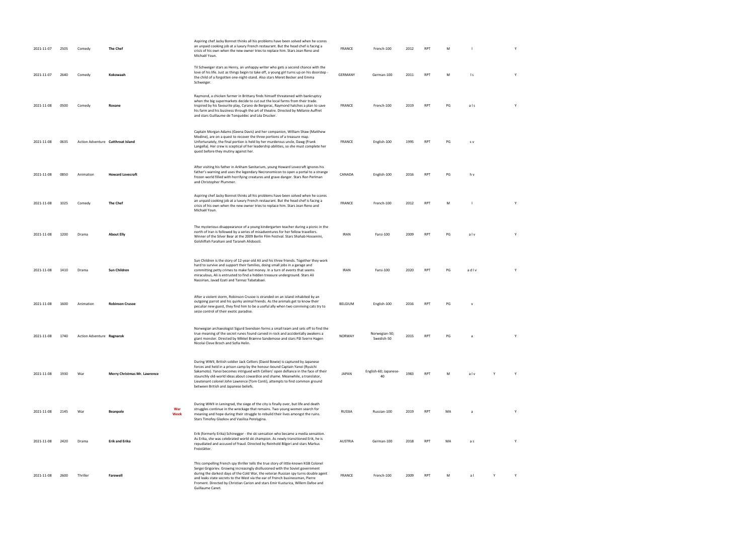| | | | | | | | | | | | | | |
|---|---|---|---|---|---|---|---|---|---|---|---|---|---|
| 2021-11-07 | 2505 | Comedy | **The Chef** | | Aspiring chef Jacky Bonnot thinks all his problems have been solved when he scores an unpaid cooking job at a luxury French restaurant. But the head chef is facing a crisis of his own when the new owner tries to replace him. Stars Jean Reno and Michaël Youn. | FRANCE | French-100 | 2012 | RPT | M | l | | Y |
| 2021-11-07 | 2640 | Comedy | **Kokowaah** | | Til Schweiger stars as Henry, an unhappy writer who gets a second chance with the love of his life. Just as things begin to take off, a young girl turns up on his doorstep - the child of a forgotten one-night-stand. Also stars Meret Becker and Emma Schweiger. | GERMANY | German-100 | 2011 | RPT | M | l s | | Y |
| 2021-11-08 | 0500 | Comedy | **Roxane** | | Raymond, a chicken farmer in Brittany finds himself threatened with bankruptcy when the big supermarkets decide to cut out the local farms from their trade. Inspired by his favourite play, Cyrano de Bergerac, Raymond hatches a plan to save his farm and his business through the art of theatre. Directed by Mélanie Auffret and stars Guillaume de Tonquédec and Léa Drucker. | FRANCE | French-100 | 2019 | RPT | PG | a l s | | Y |
| 2021-11-08 | 0635 | Action Adventure | **Cutthroat Island** | | Captain Morgan Adams (Geena Davis) and her companion, William Shaw (Matthew Modine), are on a quest to recover the three portions of a treasure map. Unfortunately, the final portion is held by her murderous uncle, Dawg (Frank Langella). Her crew is sceptical of her leadership abilities, so she must complete her quest before they mutiny against her. | FRANCE | English-100 | 1995 | RPT | PG | s v | | |
| 2021-11-08 | 0850 | Animation | **Howard Lovecraft** | | After visiting his father in Arkham Sanitarium, young Howard Lovecraft ignores his father's warning and uses the legendary Necronomicon to open a portal to a strange frozen world filled with horrifying creatures and grave danger. Stars Ron Perlman and Christopher Plummer. | CANADA | English-100 | 2016 | RPT | PG | h v | | |
| 2021-11-08 | 1025 | Comedy | **The Chef** | | Aspiring chef Jacky Bonnot thinks all his problems have been solved when he scores an unpaid cooking job at a luxury French restaurant. But the head chef is facing a crisis of his own when the new owner tries to replace him. Stars Jean Reno and Michaël Youn. | FRANCE | French-100 | 2012 | RPT | M | l | | Y |
| 2021-11-08 | 1200 | Drama | **About Elly** | | The mysterious disappearance of a young kindergarten teacher during a picnic in the north of Iran is followed by a series of misadventures for her fellow travellers. Winner of the Silver Bear at the 2009 Berlin Film Festival. Stars Shahab Hosseini, Golshifteh Farahani and Taraneh Alidoosti. | IRAN | Farsi-100 | 2009 | RPT | PG | a l v | | Y |
| 2021-11-08 | 1410 | Drama | **Sun Children** | | Sun Children is the story of 12-year-old Ali and his three friends. Together they work hard to survive and support their families, doing small jobs in a garage and committing petty crimes to make fast money. In a turn of events that seems miraculous, Ali is entrusted to find a hidden treasure underground. Stars Ali Nassirian, Javad Ezati and Tannaz Tabatabaei. | IRAN | Farsi-100 | 2020 | RPT | PG | a d l v | | Y |
| 2021-11-08 | 1600 | Animation | **Robinson Crusoe** | | After a violent storm, Robinson Crusoe is stranded on an island inhabited by an outgoing parrot and his quirky animal friends. As the animals get to know their peculiar new guest, they find him to be a useful ally when two conniving cats try to seize control of their exotic paradise. | BELGIUM | English-100 | 2016 | RPT | PG | v | | |
| 2021-11-08 | 1740 | Action Adventure | **Ragnarok** | | Norwegian archaeologist Sigurd Svendsen forms a small team and sets off to find the true meaning of the secret runes found carved in rock and accidentally awakens a giant monster. Directed by Mikkel Brænne Sandemose and stars Pål Sverre Hagen Nicolai Cleve Broch and Sofia Helin. | NORWAY | Norwegian-50; Swedish-50 | 2015 | RPT | PG | a | | Y |
| 2021-11-08 | 1930 | War | **Merry Christmas Mr. Lawrence** | | During WWII, British soldier Jack Celliers (David Bowie) is captured by Japanese forces and held in a prison camp by the honour-bound Captain Yanoi (Ryuichi Sakamoto). Yanoi becomes intrigued with Celliers' open defiance in the face of their staunchly old-world ideas about cowardice and shame. Meanwhile, a translator, Lieutenant colonel John Lawrence (Tom Conti), attempts to find common ground between British and Japanese beliefs. | JAPAN | English-60; Japanese-40 | 1983 | RPT | M | a l v | Y | Y |
| 2021-11-08 | 2145 | War | **Beanpole** | War Week | During WWII in Leningrad, the siege of the city is finally over, but life and death struggles continue in the wreckage that remains. Two young women search for meaning and hope during their struggle to rebuild their lives amongst the ruins. Stars Timofey Glazkov and Vasilisa Perelygina. | RUSSIA | Russian-100 | 2019 | RPT | MA | a | | Y |
| 2021-11-08 | 2420 | Drama | **Erik and Erika** | | Erik (formerly Erika) Schinegger - the ski sensation who became a media sensation. As Erika, she was celebrated world ski champion. As newly transitioned Erik, he is repudiated and accused of fraud. Directed by Reinhold Bilgeri and stars Markus Freistätter. | AUSTRIA | German-100 | 2018 | RPT | MA | a s | | Y |
| 2021-11-08 | 2600 | Thriller | **Farewell** | | This compelling French spy thriller tells the true story of little-known KGB Colonel Sergei Grigoriev. Growing increasingly disillusioned with the Soviet government during the darkest days of the Cold War, the veteran Russian spy turns double agent and leaks state secrets to the West via the ear of French businessman, Pierre Froment. Directed by Christian Carion and stars Emir Kusturica, Willem Dafoe and Guillaume Canet. | FRANCE | French-100 | 2009 | RPT | M | a l | Y | Y |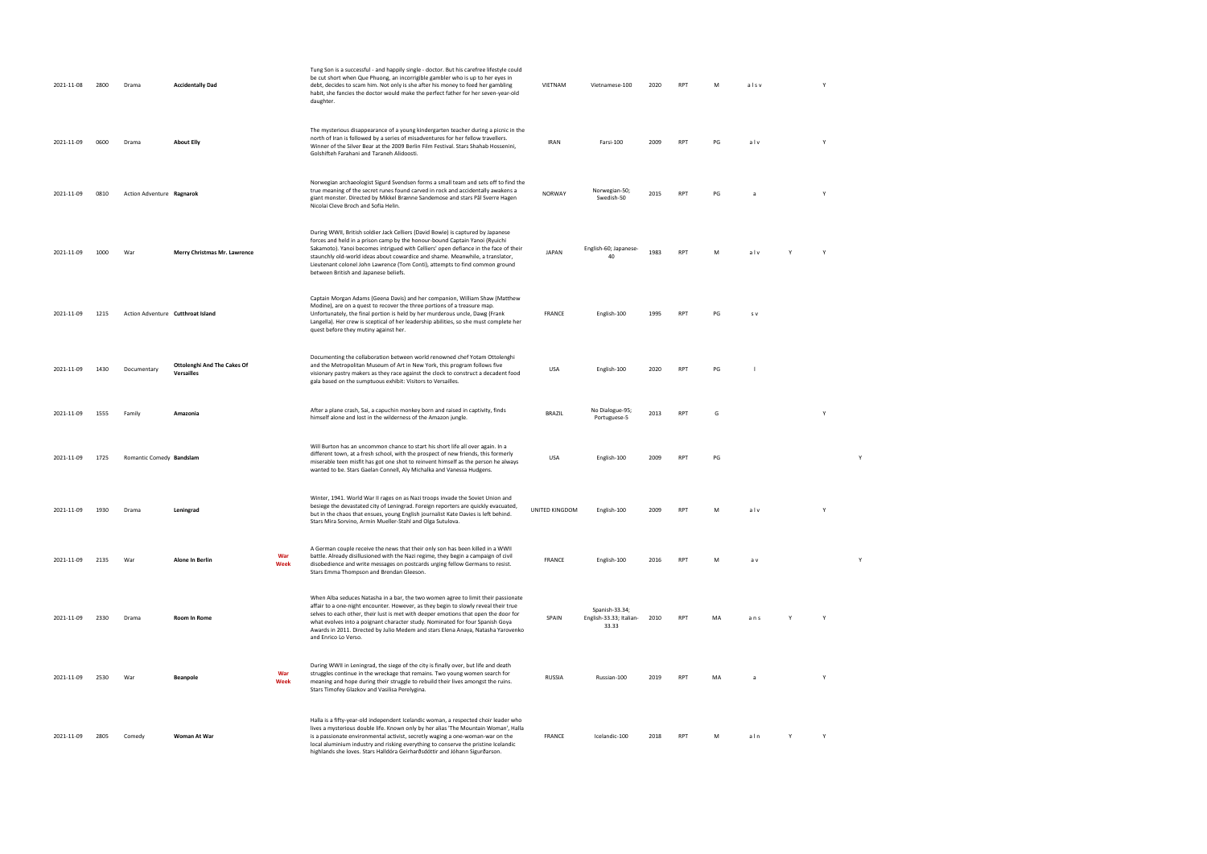| | | | | | | | | | | | | | | |
|---|---|---|---|---|---|---|---|---|---|---|---|---|---|---|
| 2021-11-08 | 2800 | Drama | **Accidentally Dad** | | Tung Son is a successful - and happily single - doctor. But his carefree lifestyle could be cut short when Que Phuong, an incorrigible gambler who is up to her eyes in debt, decides to scam him. Not only is she after his money to feed her gambling habit, she fancies the doctor would make the perfect father for her seven-year-old daughter. | VIETNAM | Vietnamese-100 | 2020 | RPT | M | a l s v | | Y | |
| 2021-11-09 | 0600 | Drama | **About Elly** | | The mysterious disappearance of a young kindergarten teacher during a picnic in the north of Iran is followed by a series of misadventures for her fellow travellers. Winner of the Silver Bear at the 2009 Berlin Film Festival. Stars Shahab Hosseini, Golshifteh Farahani and Taraneh Alidoosti. | IRAN | Farsi-100 | 2009 | RPT | PG | a l v | | Y | |
| 2021-11-09 | 0810 | Action Adventure | **Ragnarok** | | Norwegian archaeologist Sigurd Svendsen forms a small team and sets off to find the true meaning of the secret runes found carved in rock and accidentally awakens a giant monster. Directed by Mikkel Brænne Sandemose and stars Pål Sverre Hagen Nicolai Cleve Broch and Sofia Helin. | NORWAY | Norwegian-50; Swedish-50 | 2015 | RPT | PG | a | | Y | |
| 2021-11-09 | 1000 | War | **Merry Christmas Mr. Lawrence** | | During WWII, British soldier Jack Celliers (David Bowie) is captured by Japanese forces and held in a prison camp by the honour-bound Captain Yanoi (Ryuichi Sakamoto). Yanoi becomes intrigued with Celliers' open defiance in the face of their staunchly old-world ideas about cowardice and shame. Meanwhile, a translator, Lieutenant colonel John Lawrence (Tom Conti), attempts to find common ground between British and Japanese beliefs. | JAPAN | English-60; Japanese-40 | 1983 | RPT | M | a l v | Y | Y | |
| 2021-11-09 | 1215 | Action Adventure | **Cutthroat Island** | | Captain Morgan Adams (Geena Davis) and her companion, William Shaw (Matthew Modine), are on a quest to recover the three portions of a treasure map. Unfortunately, the final portion is held by her murderous uncle, Dawg (Frank Langella). Her crew is sceptical of her leadership abilities, so she must complete her quest before they mutiny against her. | FRANCE | English-100 | 1995 | RPT | PG | s v | | | |
| 2021-11-09 | 1430 | Documentary | **Ottolenghi And The Cakes Of Versailles** | | Documenting the collaboration between world renowned chef Yotam Ottolenghi and the Metropolitan Museum of Art in New York, this program follows five visionary pastry makers as they race against the clock to construct a decadent food gala based on the sumptuous exhibit: Visitors to Versailles. | USA | English-100 | 2020 | RPT | PG | l | | | |
| 2021-11-09 | 1555 | Family | **Amazonia** | | After a plane crash, Sai, a capuchin monkey born and raised in captivity, finds himself alone and lost in the wilderness of the Amazon jungle. | BRAZIL | No Dialogue-95; Portuguese-5 | 2013 | RPT | G | | | Y | |
| 2021-11-09 | 1725 | Romantic Comedy | **Bandslam** | | Will Burton has an uncommon chance to start his short life all over again. In a different town, at a fresh school, with the prospect of new friends, this formerly miserable teen misfit has got one shot to reinvent himself as the person he always wanted to be. Stars Gaelan Connell, Aly Michalka and Vanessa Hudgens. | USA | English-100 | 2009 | RPT | PG | | | | Y |
| 2021-11-09 | 1930 | Drama | **Leningrad** | | Winter, 1941. World War II rages on as Nazi troops invade the Soviet Union and besiege the devastated city of Leningrad. Foreign reporters are quickly evacuated, but in the chaos that ensues, young English journalist Kate Davies is left behind. Stars Mira Sorvino, Armin Mueller-Stahl and Olga Sutulova. | UNITED KINGDOM | English-100 | 2009 | RPT | M | a l v | | Y | |
| 2021-11-09 | 2135 | War | **Alone In Berlin** | **War Week** | A German couple receive the news that their only son has been killed in a WWII battle. Already disillusioned with the Nazi regime, they begin a campaign of civil disobedience and write messages on postcards urging fellow Germans to resist. Stars Emma Thompson and Brendan Gleeson. | FRANCE | English-100 | 2016 | RPT | M | a v | | | Y |
| 2021-11-09 | 2330 | Drama | **Room In Rome** | | When Alba seduces Natasha in a bar, the two women agree to limit their passionate affair to a one-night encounter. However, as they begin to slowly reveal their true selves to each other, their lust is met with deeper emotions that open the door for what evolves into a poignant character study. Nominated for four Spanish Goya Awards in 2011. Directed by Julio Medem and stars Elena Anaya, Natasha Yarovenko and Enrico Lo Verso. | SPAIN | Spanish-33.34; English-33.33; Italian-33.33 | 2010 | RPT | MA | a n s | Y | Y | |
| 2021-11-09 | 2530 | War | **Beanpole** | **War Week** | During WWII in Leningrad, the siege of the city is finally over, but life and death struggles continue in the wreckage that remains. Two young women search for meaning and hope during their struggle to rebuild their lives amongst the ruins. Stars Timofey Glazkov and Vasilisa Perelygina. | RUSSIA | Russian-100 | 2019 | RPT | MA | a | | Y | |
| 2021-11-09 | 2805 | Comedy | **Woman At War** | | Halla is a fifty-year-old independent Icelandic woman, a respected choir leader who lives a mysterious double life. Known only by her alias 'The Mountain Woman', Halla is a passionate environmental activist, secretly waging a one-woman-war on the local aluminium industry and risking everything to conserve the pristine Icelandic highlands she loves. Stars Halldóra Geirharðsdóttir and Jóhann Sigurðarson. | FRANCE | Icelandic-100 | 2018 | RPT | M | a l n | Y | Y | |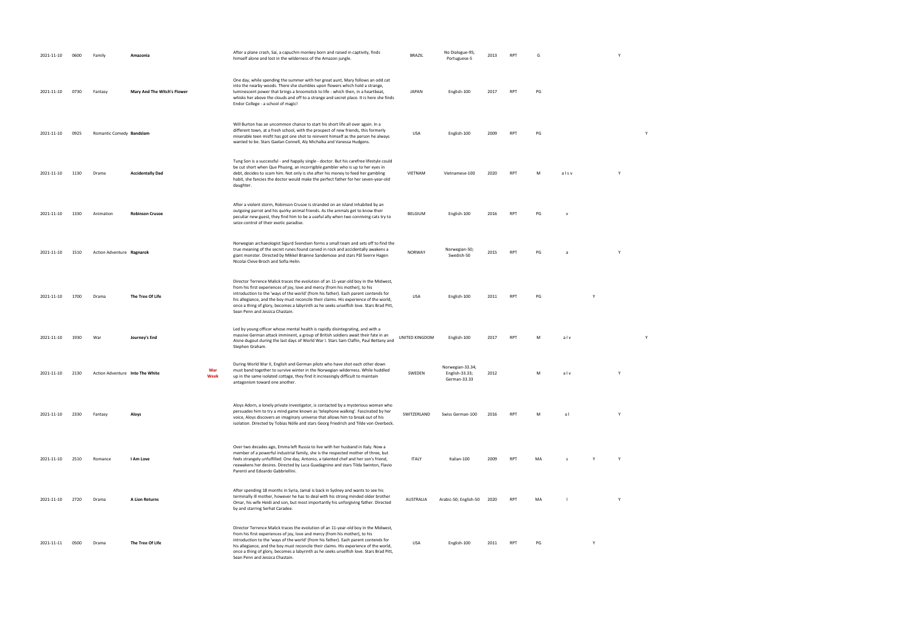| | | | | | | | | | | | | | | |
|---|---|---|---|---|---|---|---|---|---|---|---|---|---|---|
| 2021-11-10 | 0600 | Family | **Amazonia** | | After a plane crash, Sai, a capuchin monkey born and raised in captivity, finds himself alone and lost in the wilderness of the Amazon jungle. | BRAZIL | No Dialogue-95; Portuguese-5 | 2013 | RPT | G | | | Y | |
| 2021-11-10 | 0730 | Fantasy | **Mary And The Witch's Flower** | | One day, while spending the summer with her great aunt, Mary follows an odd cat into the nearby woods. There she stumbles upon flowers which hold a strange, luminescent power that brings a broomstick to life - which then, in a heartbeat, whisks her above the clouds and off to a strange and secret place. It is here she finds Endor College - a school of magic! | JAPAN | English-100 | 2017 | RPT | PG | | | | |
| 2021-11-10 | 0925 | Romantic Comedy | **Bandslam** | | Will Burton has an uncommon chance to start his short life all over again. In a different town, at a fresh school, with the prospect of new friends, this formerly miserable teen misfit has got one shot to reinvent himself as the person he always wanted to be. Stars Gaelan Connell, Aly Michalka and Vanessa Hudgens. | USA | English-100 | 2009 | RPT | PG | | | | Y |
| 2021-11-10 | 1130 | Drama | **Accidentally Dad** | | Tung Son is a successful - and happily single - doctor. But his carefree lifestyle could be cut short when Que Phuong, an incorrigible gambler who is up to her eyes in debt, decides to scam him. Not only is she after his money to feed her gambling habit, she fancies the doctor would make the perfect father for her seven-year-old daughter. | VIETNAM | Vietnamese-100 | 2020 | RPT | M | a l s v | | Y | |
| 2021-11-10 | 1330 | Animation | **Robinson Crusoe** | | After a violent storm, Robinson Crusoe is stranded on an island inhabited by an outgoing parrot and his quirky animal friends. As the animals get to know their peculiar new guest, they find him to be a useful ally when two conniving cats try to seize control of their exotic paradise. | BELGIUM | English-100 | 2016 | RPT | PG | v | | | |
| 2021-11-10 | 1510 | Action Adventure | **Ragnarok** | | Norwegian archaeologist Sigurd Svendsen forms a small team and sets off to find the true meaning of the secret runes found carved in rock and accidentally awakens a giant monster. Directed by Mikkel Brænne Sandemose and stars Pål Sverre Hagen Nicolai Cleve Broch and Sofia Helin. | NORWAY | Norwegian-50; Swedish-50 | 2015 | RPT | PG | a | | Y | |
| 2021-11-10 | 1700 | Drama | **The Tree Of Life** | | Director Terrence Malick traces the evolution of an 11-year-old boy in the Midwest, from his first experiences of joy, love and mercy (from his mother), to his introduction to the 'ways of the world' (from his father). Each parent contends for his allegiance, and the boy must reconcile their claims. His experience of the world, once a thing of glory, becomes a labyrinth as he seeks unselfish love. Stars Brad Pitt, Sean Penn and Jessica Chastain. | USA | English-100 | 2011 | RPT | PG | | Y | | |
| 2021-11-10 | 1930 | War | **Journey's End** | | Led by young officer whose mental health is rapidly disintegrating, and with a massive German attack imminent, a group of British soldiers await their fate in an Aisne dugout during the last days of World War I. Stars Sam Claflin, Paul Bettany and Stephen Graham. | UNITED KINGDOM | English-100 | 2017 | RPT | M | a l v | | | Y |
| 2021-11-10 | 2130 | Action Adventure | **Into The White** | **War Week** | During World War II, English and German pilots who have shot each other down must band together to survive winter in the Norwegian wilderness. While huddled up in the same isolated cottage, they find it increasingly difficult to maintain antagonism toward one another. | SWEDEN | Norwegian-33.34; English-33.33; German-33.33 | 2012 | | M | a l v | | Y | |
| 2021-11-10 | 2330 | Fantasy | **Aloys** | | Aloys Adorn, a lonely private investigator, is contacted by a mysterious woman who persuades him to try a mind game known as 'telephone walking'. Fascinated by her voice, Aloys discovers an imaginary universe that allows him to break out of his isolation. Directed by Tobias Nölle and stars Georg Friedrich and Tilde von Overbeck. | SWITZERLAND | Swiss German-100 | 2016 | RPT | M | a l | | Y | |
| 2021-11-10 | 2510 | Romance | **I Am Love** | | Over two decades ago, Emma left Russia to live with her husband in Italy. Now a member of a powerful industrial family, she is the respected mother of three, but feels strangely unfulfilled. One day, Antonio, a talented chef and her son's friend, reawakens her desires. Directed by Luca Guadagnino and stars Tilda Swinton, Flavio Parenti and Edoardo Gabbriellini. | ITALY | Italian-100 | 2009 | RPT | MA | s | Y | Y | |
| 2021-11-10 | 2720 | Drama | **A Lion Returns** | | After spending 18 months in Syria, Jamal is back in Sydney and wants to see his terminally ill mother, however he has to deal with his strong minded older brother Omar, his wife Heidi and son, but most importantly his unforgiving father. Directed by and starring Serhat Caradee. | AUSTRALIA | Arabic-50; English-50 | 2020 | RPT | MA | l | | Y | |
| 2021-11-11 | 0500 | Drama | **The Tree Of Life** | | Director Terrence Malick traces the evolution of an 11-year-old boy in the Midwest, from his first experiences of joy, love and mercy (from his mother), to his introduction to the 'ways of the world' (from his father). Each parent contends for his allegiance, and the boy must reconcile their claims. His experience of the world, once a thing of glory, becomes a labyrinth as he seeks unselfish love. Stars Brad Pitt, Sean Penn and Jessica Chastain. | USA | English-100 | 2011 | RPT | PG | | Y | | |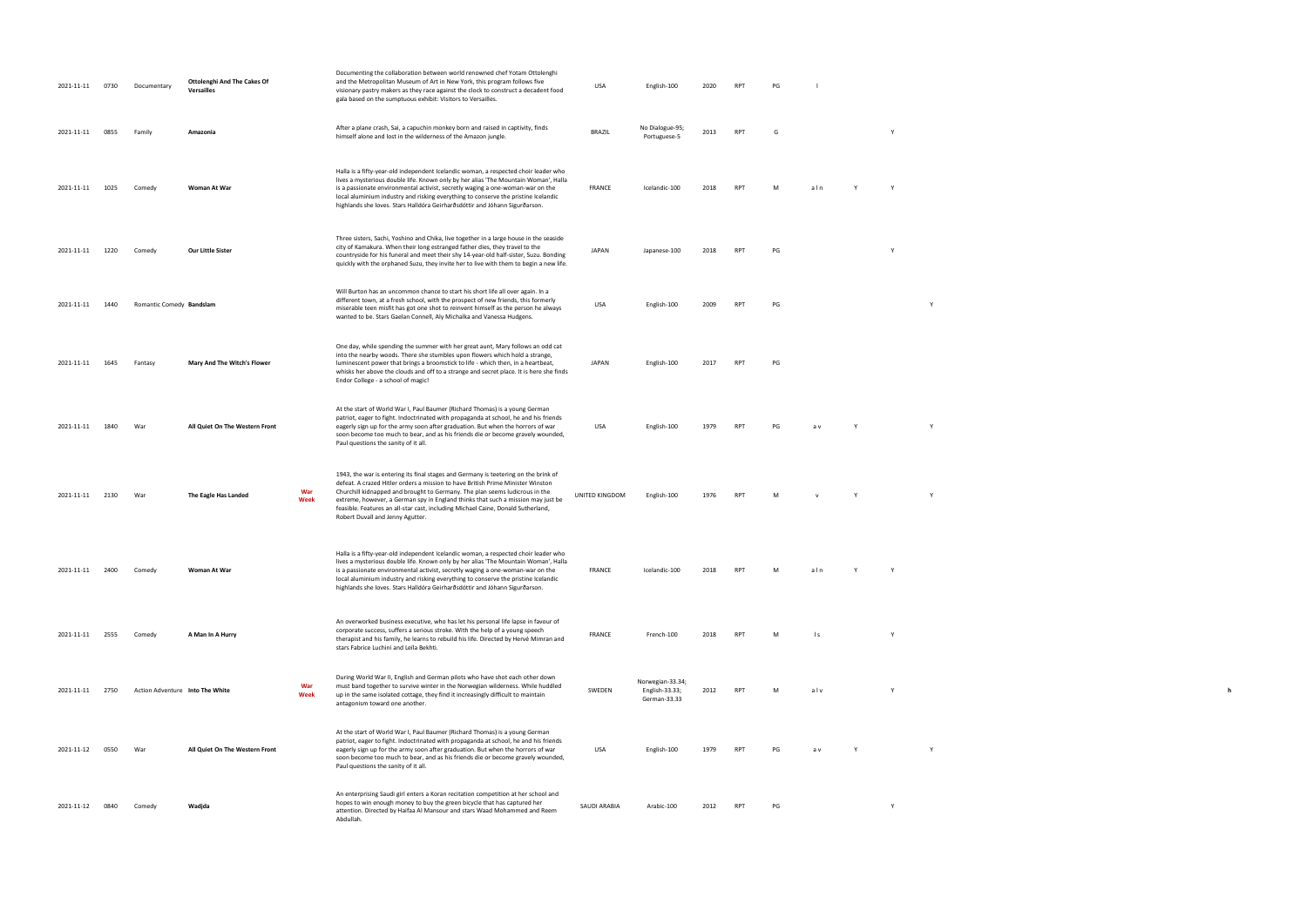| | | | | | | | | | | | | | | | |
|---|---|---|---|---|---|---|---|---|---|---|---|---|---|---|---|
| 2021-11-11 | 0730 | Documentary | **Ottolenghi And The Cakes Of Versailles** | | Documenting the collaboration between world renowned chef Yotam Ottolenghi and the Metropolitan Museum of Art in New York, this program follows five visionary pastry makers as they race against the clock to construct a decadent food gala based on the sumptuous exhibit: Visitors to Versailles. | USA | English-100 | 2020 | RPT | PG | l | | | | |
| 2021-11-11 | 0855 | Family | **Amazonia** | | After a plane crash, Sai, a capuchin monkey born and raised in captivity, finds himself alone and lost in the wilderness of the Amazon jungle. | BRAZIL | No Dialogue-95; Portuguese-5 | 2013 | RPT | G | | | Y | | |
| 2021-11-11 | 1025 | Comedy | **Woman At War** | | Halla is a fifty-year-old independent Icelandic woman, a respected choir leader who lives a mysterious double life. Known only by her alias 'The Mountain Woman', Halla is a passionate environmental activist, secretly waging a one-woman-war on the local aluminium industry and risking everything to conserve the pristine Icelandic highlands she loves. Stars Halldóra Geirharðsdóttir and Jóhann Sigurðarson. | FRANCE | Icelandic-100 | 2018 | RPT | M | a l n | Y | Y | | |
| 2021-11-11 | 1220 | Comedy | **Our Little Sister** | | Three sisters, Sachi, Yoshino and Chika, live together in a large house in the seaside city of Kamakura. When their long estranged father dies, they travel to the countryside for his funeral and meet their shy 14-year-old half-sister, Suzu. Bonding quickly with the orphaned Suzu, they invite her to live with them to begin a new life. | JAPAN | Japanese-100 | 2018 | RPT | PG | | | Y | | |
| 2021-11-11 | 1440 | Romantic Comedy | **Bandslam** | | Will Burton has an uncommon chance to start his short life all over again. In a different town, at a fresh school, with the prospect of new friends, this formerly miserable teen misfit has got one shot to reinvent himself as the person he always wanted to be. Stars Gaelan Connell, Aly Michalka and Vanessa Hudgens. | USA | English-100 | 2009 | RPT | PG | | | | Y | |
| 2021-11-11 | 1645 | Fantasy | **Mary And The Witch's Flower** | | One day, while spending the summer with her great aunt, Mary follows an odd cat into the nearby woods. There she stumbles upon flowers which hold a strange, luminescent power that brings a broomstick to life - which then, in a heartbeat, whisks her above the clouds and off to a strange and secret place. It is here she finds Endor College - a school of magic! | JAPAN | English-100 | 2017 | RPT | PG | | | | | |
| 2021-11-11 | 1840 | War | **All Quiet On The Western Front** | | At the start of World War I, Paul Baumer (Richard Thomas) is a young German patriot, eager to fight. Indoctrinated with propaganda at school, he and his friends eagerly sign up for the army soon after graduation. But when the horrors of war soon become too much to bear, and as his friends die or become gravely wounded, Paul questions the sanity of it all. | USA | English-100 | 1979 | RPT | PG | a v | Y | | Y | |
| 2021-11-11 | 2130 | War | **The Eagle Has Landed** | **War Week** | 1943, the war is entering its final stages and Germany is teetering on the brink of defeat. A crazed Hitler orders a mission to have British Prime Minister Winston Churchill kidnapped and brought to Germany. The plan seems ludicrous in the extreme, however, a German spy in England thinks that such a mission may just be feasible. Features an all-star cast, including Michael Caine, Donald Sutherland, Robert Duvall and Jenny Agutter. | UNITED KINGDOM | English-100 | 1976 | RPT | M | v | Y | | Y | |
| 2021-11-11 | 2400 | Comedy | **Woman At War** | | Halla is a fifty-year-old independent Icelandic woman, a respected choir leader who lives a mysterious double life. Known only by her alias 'The Mountain Woman', Halla is a passionate environmental activist, secretly waging a one-woman-war on the local aluminium industry and risking everything to conserve the pristine Icelandic highlands she loves. Stars Halldóra Geirharðsdóttir and Jóhann Sigurðarson. | FRANCE | Icelandic-100 | 2018 | RPT | M | a l n | Y | Y | | |
| 2021-11-11 | 2555 | Comedy | **A Man In A Hurry** | | An overworked business executive, who has let his personal life lapse in favour of corporate success, suffers a serious stroke. With the help of a young speech therapist and his family, he learns to rebuild his life. Directed by Hervé Mimran and stars Fabrice Luchini and Leila Bekhti. | FRANCE | French-100 | 2018 | RPT | M | l s | | Y | | |
| 2021-11-11 | 2750 | Action Adventure | **Into The White** | **War Week** | During World War II, English and German pilots who have shot each other down must band together to survive winter in the Norwegian wilderness. While huddled up in the same isolated cottage, they find it increasingly difficult to maintain antagonism toward one another. | SWEDEN | Norwegian-33.34; English-33.33; German-33.33 | 2012 | RPT | M | a l v | | Y | | h |
| 2021-11-12 | 0550 | War | **All Quiet On The Western Front** | | At the start of World War I, Paul Baumer (Richard Thomas) is a young German patriot, eager to fight. Indoctrinated with propaganda at school, he and his friends eagerly sign up for the army soon after graduation. But when the horrors of war soon become too much to bear, and as his friends die or become gravely wounded, Paul questions the sanity of it all. | USA | English-100 | 1979 | RPT | PG | a v | Y | | Y | |
| 2021-11-12 | 0840 | Comedy | **Wadjda** | | An enterprising Saudi girl enters a Koran recitation competition at her school and hopes to win enough money to buy the green bicycle that has captured her attention. Directed by Haifaa Al Mansour and stars Waad Mohammed and Reem Abdullah. | SAUDI ARABIA | Arabic-100 | 2012 | RPT | PG | | | Y | | |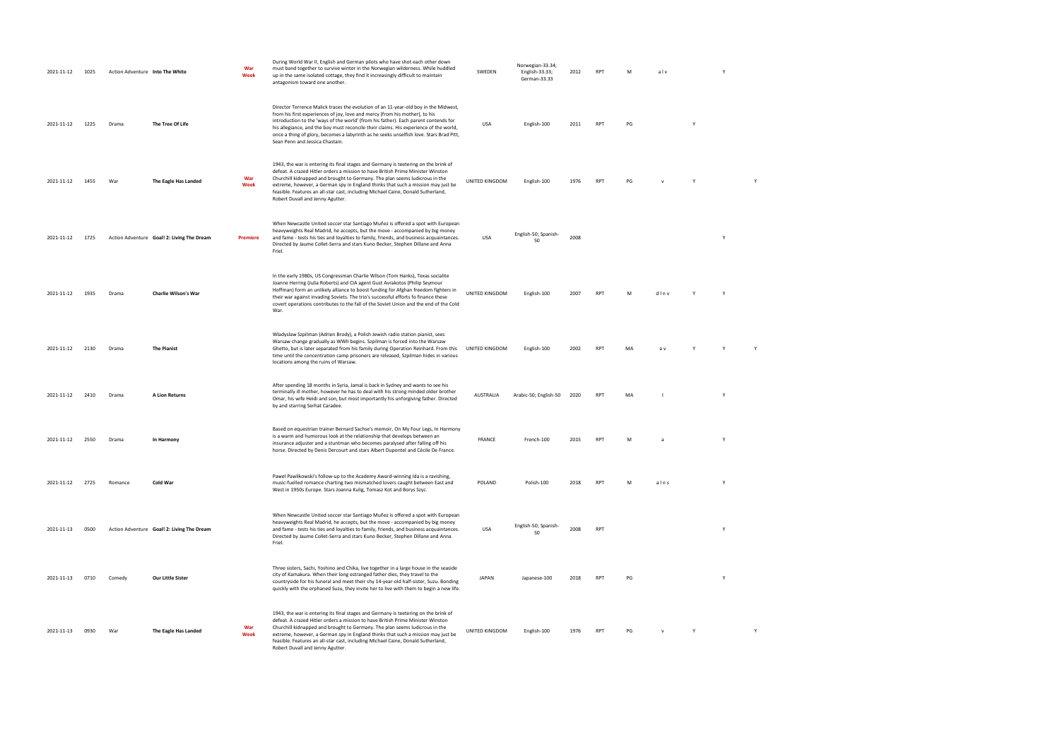| | | | | | | | | | | | | | | |
|---|---|---|---|---|---|---|---|---|---|---|---|---|---|---|
| 2021-11-12 | 1025 | Action Adventure | **Into The White** | War Week | During World War II, English and German pilots who have shot each other down must band together to survive winter in the Norwegian wilderness. While huddled up in the same isolated cottage, they find it increasingly difficult to maintain antagonism toward one another. | SWEDEN | Norwegian-33.34; English-33.33; German-33.33 | 2012 | RPT | M | a l v | | Y | |
| 2021-11-12 | 1225 | Drama | **The Tree Of Life** | | Director Terrence Malick traces the evolution of an 11-year-old boy in the Midwest, from his first experiences of joy, love and mercy (from his mother), to his introduction to the 'ways of the world' (from his father). Each parent contends for his allegiance, and the boy must reconcile their claims. His experience of the world, once a thing of glory, becomes a labyrinth as he seeks unselfish love. Stars Brad Pitt, Sean Penn and Jessica Chastain. | USA | English-100 | 2011 | RPT | PG | | Y | | |
| 2021-11-12 | 1455 | War | **The Eagle Has Landed** | War Week | 1943, the war is entering its final stages and Germany is teetering on the brink of defeat. A crazed Hitler orders a mission to have British Prime Minister Winston Churchill kidnapped and brought to Germany. The plan seems ludicrous in the extreme, however, a German spy in England thinks that such a mission may just be feasible. Features an all-star cast, including Michael Caine, Donald Sutherland, Robert Duvall and Jenny Agutter. | UNITED KINGDOM | English-100 | 1976 | RPT | PG | v | Y | | Y |
| 2021-11-12 | 1725 | Action Adventure | **Goal! 2: Living The Dream** | Premiere | When Newcastle United soccer star Santiago Muñez is offered a spot with European heavyweights Real Madrid, he accepts, but the move - accompanied by big money and fame - tests his ties and loyalties to family, friends, and business acquaintances. Directed by Jaume Collet-Serra and stars Kuno Becker, Stephen Dillane and Anna Friel. | USA | English-50; Spanish-50 | 2008 | | | | | Y | |
| 2021-11-12 | 1935 | Drama | **Charlie Wilson's War** | | In the early 1980s, US Congressman Charlie Wilson (Tom Hanks), Texas socialite Joanne Herring (Julia Roberts) and CIA agent Gust Avrakotos (Philip Seymour Hoffman) form an unlikely alliance to boost funding for Afghan freedom fighters in their war against invading Soviets. The trio's successful efforts to finance these covert operations contributes to the fall of the Soviet Union and the end of the Cold War. | UNITED KINGDOM | English-100 | 2007 | RPT | M | d l n v | Y | Y | |
| 2021-11-12 | 2130 | Drama | **The Pianist** | | Wladyslaw Szpilman (Adrien Brody), a Polish Jewish radio station pianist, sees Warsaw change gradually as WWII begins. Szpilman is forced into the Warsaw Ghetto, but is later separated from his family during Operation Reinhard. From this time until the concentration camp prisoners are released, Szpilman hides in various locations among the ruins of Warsaw. | UNITED KINGDOM | English-100 | 2002 | RPT | MA | a v | Y | Y | Y |
| 2021-11-12 | 2410 | Drama | **A Lion Returns** | | After spending 18 months in Syria, Jamal is back in Sydney and wants to see his terminally ill mother, however he has to deal with his strong minded older brother Omar, his wife Heidi and son, but most importantly his unforgiving father. Directed by and starring Serhat Caradee. | AUSTRALIA | Arabic-50; English-50 | 2020 | RPT | MA | l | | Y | |
| 2021-11-12 | 2550 | Drama | **In Harmony** | | Based on equestrian trainer Bernard Sachse's memoir, On My Four Legs, In Harmony is a warm and humorous look at the relationship that develops between an insurance adjuster and a stuntman who becomes paralysed after falling off his horse. Directed by Denis Dercourt and stars Albert Dupontel and Cécile De France. | FRANCE | French-100 | 2015 | RPT | M | a | | Y | |
| 2021-11-12 | 2725 | Romance | **Cold War** | | Pawel Pawlikowski's follow-up to the Academy Award-winning Ida is a ravishing, music-fuelled romance charting two mismatched lovers caught between East and West in 1950s Europe. Stars Joanna Kulig, Tomasz Kot and Borys Szyc. | POLAND | Polish-100 | 2018 | RPT | M | a l n s | | Y | |
| 2021-11-13 | 0500 | Action Adventure | **Goal! 2: Living The Dream** | | When Newcastle United soccer star Santiago Muñez is offered a spot with European heavyweights Real Madrid, he accepts, but the move - accompanied by big money and fame - tests his ties and loyalties to family, friends, and business acquaintances. Directed by Jaume Collet-Serra and stars Kuno Becker, Stephen Dillane and Anna Friel. | USA | English-50; Spanish-50 | 2008 | RPT | | | | Y | |
| 2021-11-13 | 0710 | Comedy | **Our Little Sister** | | Three sisters, Sachi, Yoshino and Chika, live together in a large house in the seaside city of Kamakura. When their long estranged father dies, they travel to the countryside for his funeral and meet their shy 14-year-old half-sister, Suzu. Bonding quickly with the orphaned Suzu, they invite her to live with them to begin a new life. | JAPAN | Japanese-100 | 2018 | RPT | PG | | | Y | |
| 2021-11-13 | 0930 | War | **The Eagle Has Landed** | War Week | 1943, the war is entering its final stages and Germany is teetering on the brink of defeat. A crazed Hitler orders a mission to have British Prime Minister Winston Churchill kidnapped and brought to Germany. The plan seems ludicrous in the extreme, however, a German spy in England thinks that such a mission may just be feasible. Features an all-star cast, including Michael Caine, Donald Sutherland, Robert Duvall and Jenny Agutter. | UNITED KINGDOM | English-100 | 1976 | RPT | PG | v | Y | | Y |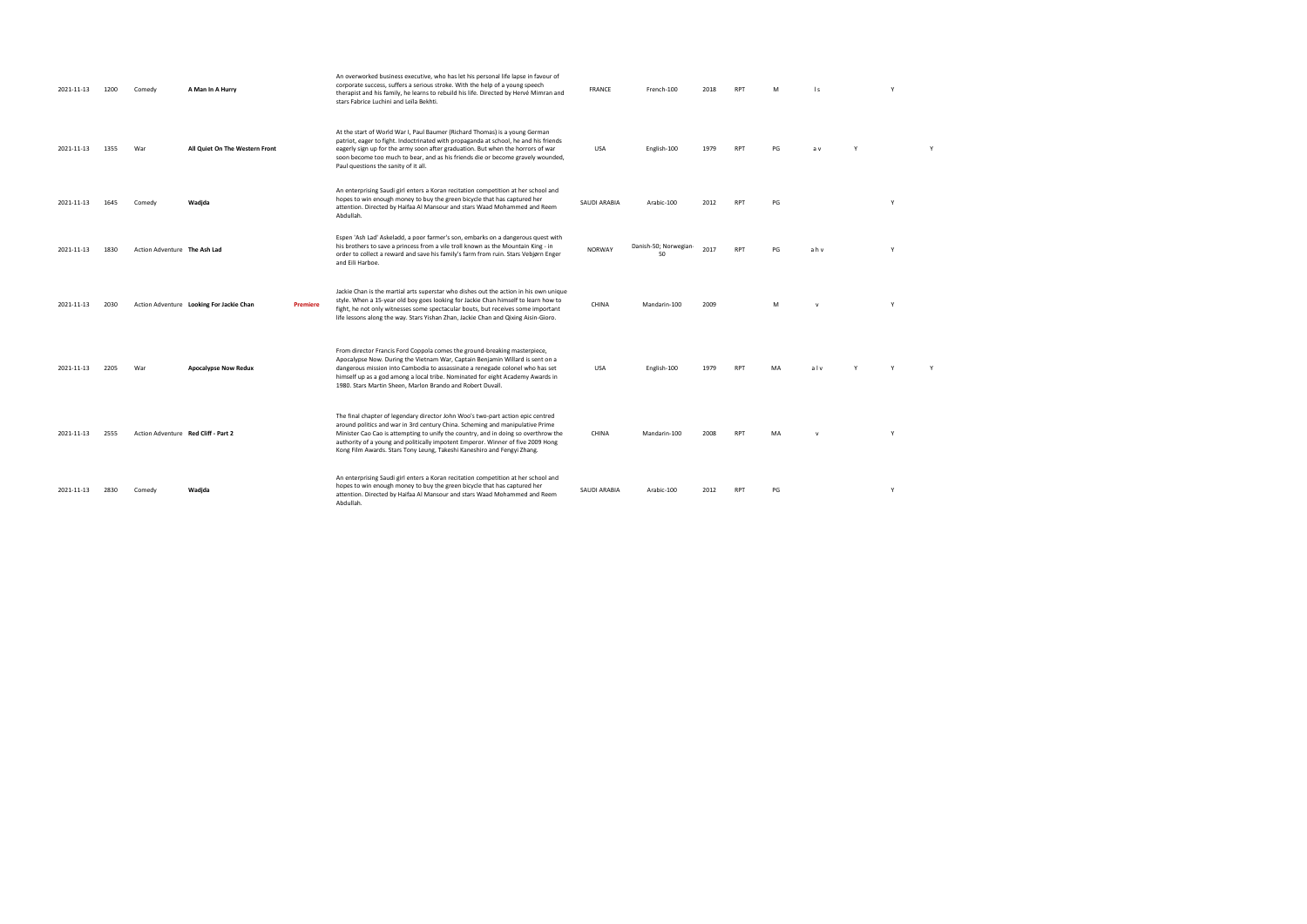| | | | | | | | | | | | | | | |
|---|---|---|---|---|---|---|---|---|---|---|---|---|---|---|
| 2021-11-13 | 1200 | Comedy | **A Man In A Hurry** | | An overworked business executive, who has let his personal life lapse in favour of corporate success, suffers a serious stroke. With the help of a young speech therapist and his family, he learns to rebuild his life. Directed by Hervé Mimran and stars Fabrice Luchini and Leila Bekhti. | FRANCE | French-100 | 2018 | RPT | M | l s | | Y | |
| 2021-11-13 | 1355 | War | **All Quiet On The Western Front** | | At the start of World War I, Paul Baumer (Richard Thomas) is a young German patriot, eager to fight. Indoctrinated with propaganda at school, he and his friends eagerly sign up for the army soon after graduation. But when the horrors of war soon become too much to bear, and as his friends die or become gravely wounded, Paul questions the sanity of it all. | USA | English-100 | 1979 | RPT | PG | a v | Y | | Y |
| 2021-11-13 | 1645 | Comedy | **Wadjda** | | An enterprising Saudi girl enters a Koran recitation competition at her school and hopes to win enough money to buy the green bicycle that has captured her attention. Directed by Haifaa Al Mansour and stars Waad Mohammed and Reem Abdullah. | SAUDI ARABIA | Arabic-100 | 2012 | RPT | PG | | | Y | |
| 2021-11-13 | 1830 | Action Adventure | **The Ash Lad** | | Espen 'Ash Lad' Askeladd, a poor farmer's son, embarks on a dangerous quest with his brothers to save a princess from a vile troll known as the Mountain King - in order to collect a reward and save his family's farm from ruin. Stars Vebjørn Enger and Eili Harboe. | NORWAY | Danish-50; Norwegian-50 | 2017 | RPT | PG | a h v | | Y | |
| 2021-11-13 | 2030 | Action Adventure | **Looking For Jackie Chan** | **Premiere** | Jackie Chan is the martial arts superstar who dishes out the action in his own unique style. When a 15-year old boy goes looking for Jackie Chan himself to learn how to fight, he not only witnesses some spectacular bouts, but receives some important life lessons along the way. Stars Yishan Zhan, Jackie Chan and Qixing Aisin-Gioro. | CHINA | Mandarin-100 | 2009 | | M | v | | Y | |
| 2021-11-13 | 2205 | War | **Apocalypse Now Redux** | | From director Francis Ford Coppola comes the ground-breaking masterpiece, Apocalypse Now. During the Vietnam War, Captain Benjamin Willard is sent on a dangerous mission into Cambodia to assassinate a renegade colonel who has set himself up as a god among a local tribe. Nominated for eight Academy Awards in 1980. Stars Martin Sheen, Marlon Brando and Robert Duvall. | USA | English-100 | 1979 | RPT | MA | a l v | Y | Y | Y |
| 2021-11-13 | 2555 | Action Adventure | **Red Cliff - Part 2** | | The final chapter of legendary director John Woo's two-part action epic centred around politics and war in 3rd century China. Scheming and manipulative Prime Minister Cao Cao is attempting to unify the country, and in doing so overthrow the authority of a young and politically impotent Emperor. Winner of five 2009 Hong Kong Film Awards. Stars Tony Leung, Takeshi Kaneshiro and Fengyi Zhang. | CHINA | Mandarin-100 | 2008 | RPT | MA | v | | Y | |
| 2021-11-13 | 2830 | Comedy | **Wadjda** | | An enterprising Saudi girl enters a Koran recitation competition at her school and hopes to win enough money to buy the green bicycle that has captured her attention. Directed by Haifaa Al Mansour and stars Waad Mohammed and Reem Abdullah. | SAUDI ARABIA | Arabic-100 | 2012 | RPT | PG | | | Y | |